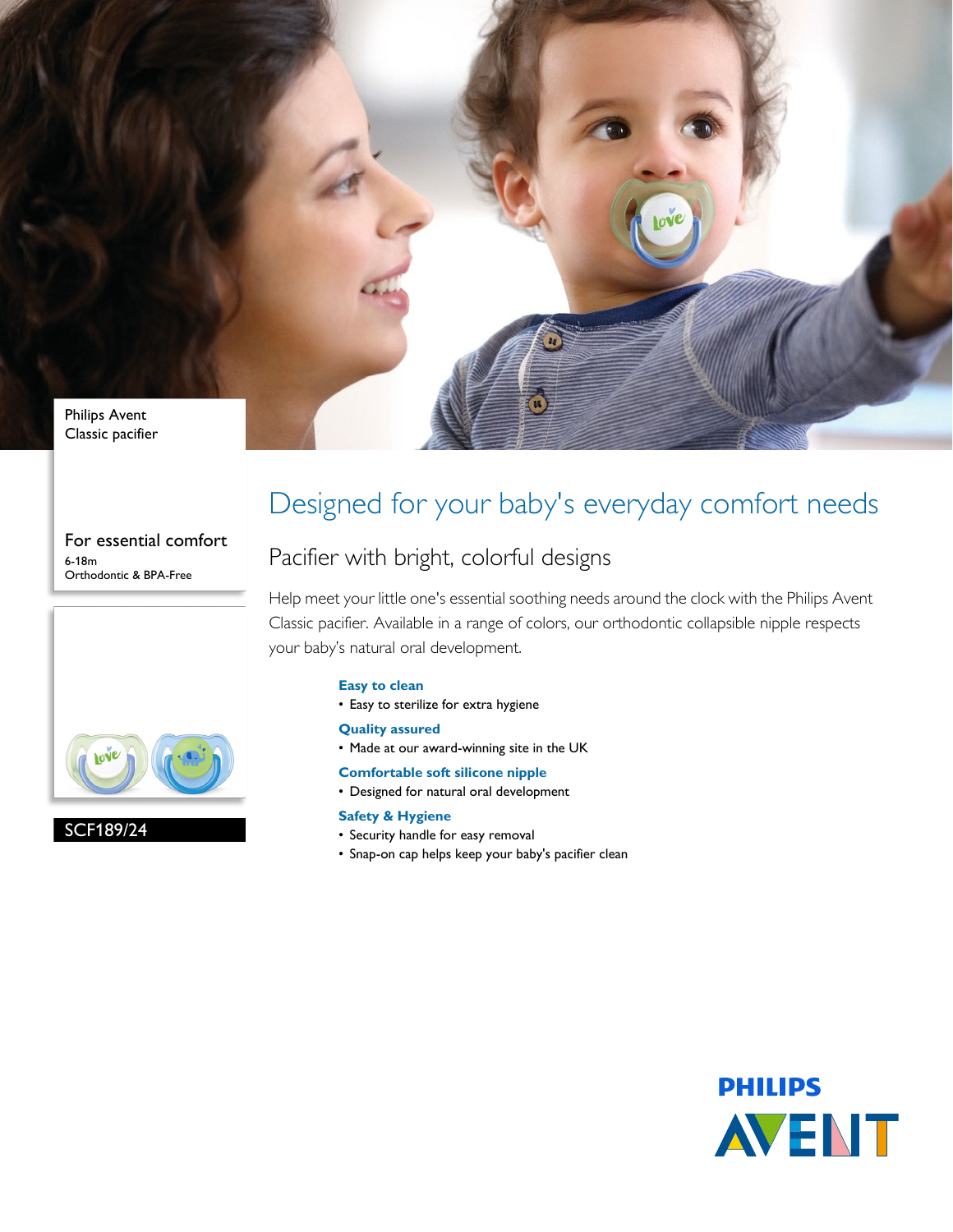Philips Avent
Classic pacifier

For essential comfort

6-18m
Orthodontic & BPA-Free

SCF189/24

# Designed for your baby's everyday comfort needs

## Pacifier with bright, colorful designs

Help meet your little one's essential soothing needs around the clock with the Philips Avent Classic pacifier. Available in a range of colors, our orthodontic collapsible nipple respects your baby's natural oral development.

**Easy to clean**
- Easy to sterilize for extra hygiene

**Quality assured**
- Made at our award-winning site in the UK

**Comfortable soft silicone nipple**
- Designed for natural oral development

**Safety & Hygiene**
- Security handle for easy removal
- Snap-on cap helps keep your baby's pacifier clean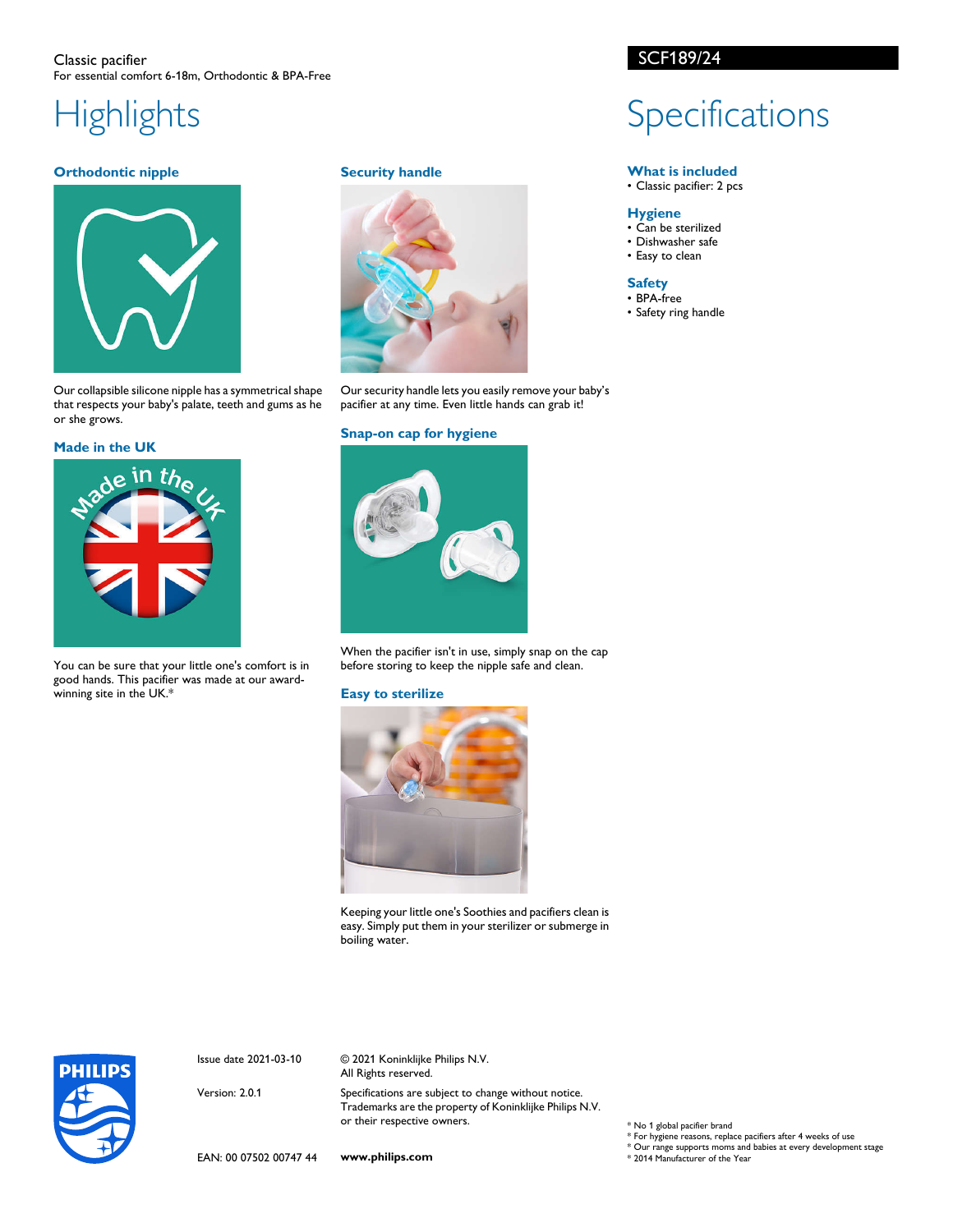Classic pacifier
For essential comfort 6-18m, Orthodontic & BPA-Free

SCF189/24

# Highlights

### Orthodontic nipple

Our collapsible silicone nipple has a symmetrical shape that respects your baby's palate, teeth and gums as he or she grows.

### Made in the UK

You can be sure that your little one's comfort is in good hands. This pacifier was made at our award-winning site in the UK.*

### Security handle

Our security handle lets you easily remove your baby's pacifier at any time. Even little hands can grab it!

### Snap-on cap for hygiene

When the pacifier isn't in use, simply snap on the cap before storing to keep the nipple safe and clean.

### Easy to sterilize

Keeping your little one's Soothies and pacifiers clean is easy. Simply put them in your sterilizer or submerge in boiling water.

# Specifications

### What is included

- Classic pacifier: 2 pcs

### Hygiene

- Can be sterilized
- Dishwasher safe
- Easy to clean

### Safety

- BPA-free
- Safety ring handle

* No 1 global pacifier brand
* For hygiene reasons, replace pacifiers after 4 weeks of use
* Our range supports moms and babies at every development stage
* 2014 Manufacturer of the Year

Issue date 2021-03-10

Version: 2.0.1

EAN: 00 07502 00747 44

© 2021 Koninklijke Philips N.V.
All Rights reserved.

Specifications are subject to change without notice. Trademarks are the property of Koninklijke Philips N.V. or their respective owners.

**www.philips.com**